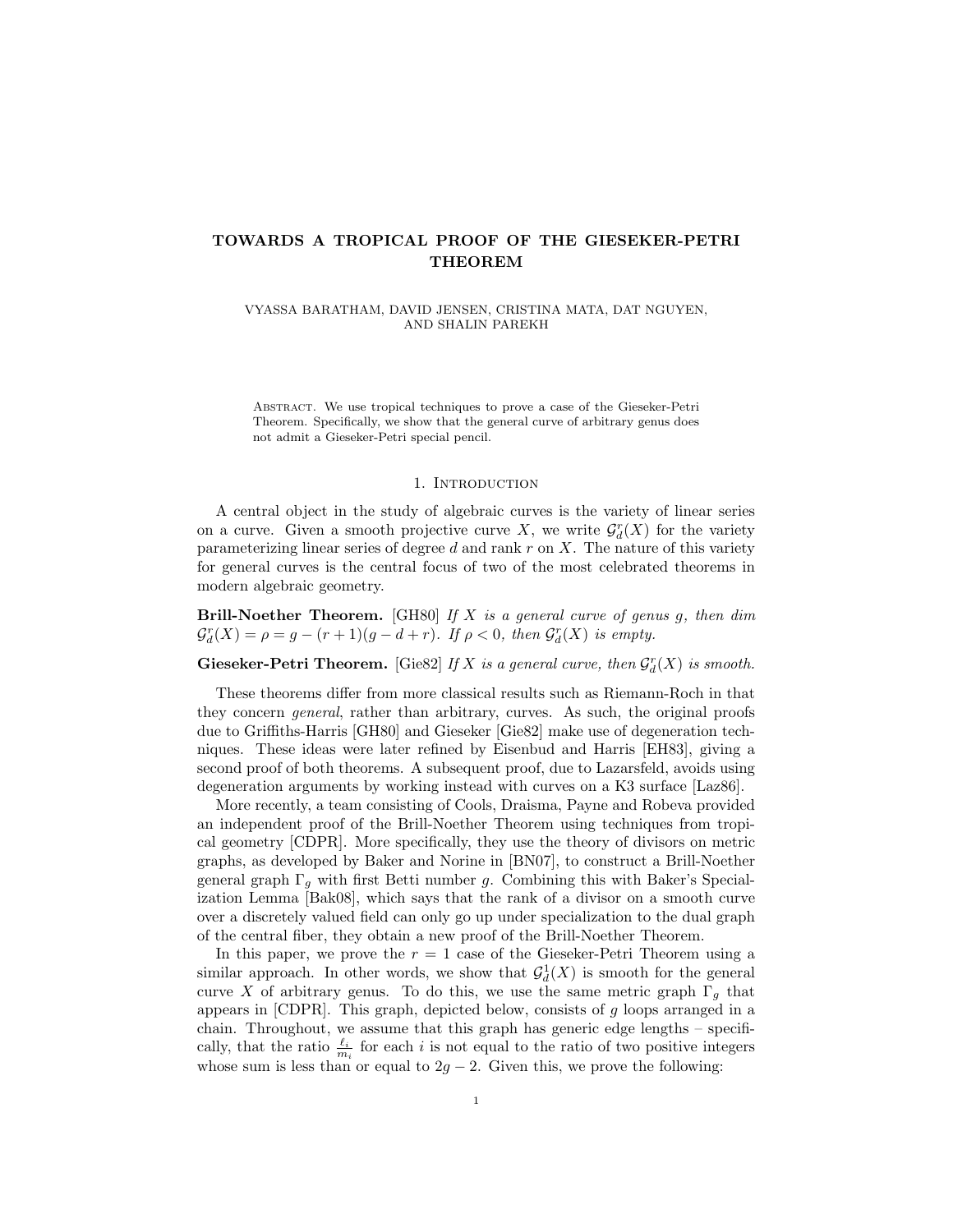# TOWARDS A TROPICAL PROOF OF THE GIESEKER-PETRI THEOREM

VYASSA BARATHAM, DAVID JENSEN, CRISTINA MATA, DAT NGUYEN, AND SHALIN PAREKH

Abstract. We use tropical techniques to prove a case of the Gieseker-Petri Theorem. Specifically, we show that the general curve of arbitrary genus does not admit a Gieseker-Petri special pencil.

## 1. Introduction

A central object in the study of algebraic curves is the variety of linear series on a curve. Given a smooth projective curve $X$, we write $\mathcal{G}^r_d(X)$ for the variety parameterizing linear series of degree $d$ and rank $r$ on $X$. The nature of this variety for general curves is the central focus of two of the most celebrated theorems in modern algebraic geometry.

**Brill-Noether Theorem.** [GH80] *If $X$ is a general curve of genus $g$, then dim $\mathcal{G}^r_d(X) = \rho = g - (r+1)(g-d+r)$. If $\rho < 0$, then $\mathcal{G}^r_d(X)$ is empty.*

**Gieseker-Petri Theorem.** [Gie82] *If $X$ is a general curve, then $\mathcal{G}^r_d(X)$ is smooth.*

These theorems differ from more classical results such as Riemann-Roch in that they concern *general*, rather than arbitrary, curves. As such, the original proofs due to Griffiths-Harris [GH80] and Gieseker [Gie82] make use of degeneration techniques. These ideas were later refined by Eisenbud and Harris [EH83], giving a second proof of both theorems. A subsequent proof, due to Lazarsfeld, avoids using degeneration arguments by working instead with curves on a K3 surface [Laz86].

More recently, a team consisting of Cools, Draisma, Payne and Robeva provided an independent proof of the Brill-Noether Theorem using techniques from tropical geometry [CDPR]. More specifically, they use the theory of divisors on metric graphs, as developed by Baker and Norine in [BN07], to construct a Brill-Noether general graph $\Gamma_g$ with first Betti number $g$. Combining this with Baker's Specialization Lemma [Bak08], which says that the rank of a divisor on a smooth curve over a discretely valued field can only go up under specialization to the dual graph of the central fiber, they obtain a new proof of the Brill-Noether Theorem.

In this paper, we prove the $r = 1$ case of the Gieseker-Petri Theorem using a similar approach. In other words, we show that $\mathcal{G}^1_d(X)$ is smooth for the general curve $X$ of arbitrary genus. To do this, we use the same metric graph $\Gamma_g$ that appears in [CDPR]. This graph, depicted below, consists of $g$ loops arranged in a chain. Throughout, we assume that this graph has generic edge lengths – specifically, that the ratio $\frac{\ell_i}{m_i}$ for each $i$ is not equal to the ratio of two positive integers whose sum is less than or equal to $2g-2$. Given this, we prove the following: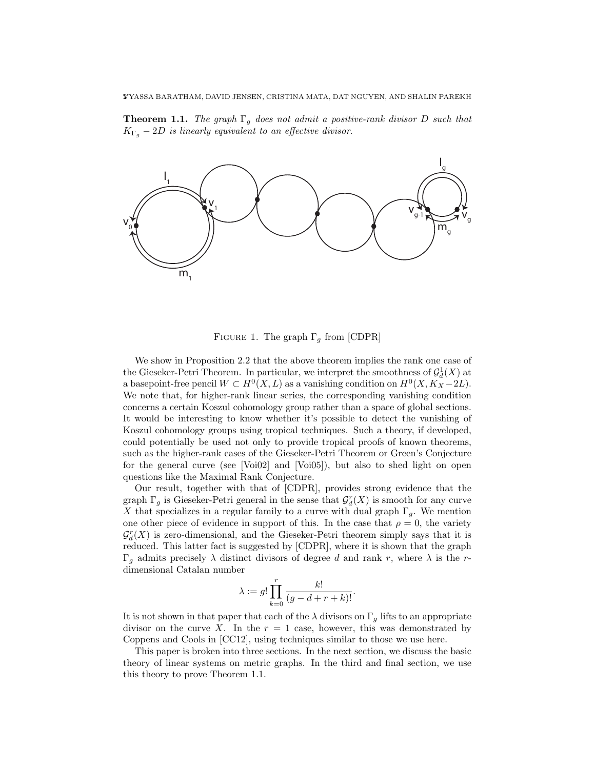**Theorem 1.1.** *The graph $\Gamma_g$ does not admit a positive-rank divisor $D$ such that $K_{\Gamma_g} - 2D$ is linearly equivalent to an effective divisor.*

FIGURE 1. The graph $\Gamma_g$ from [CDPR]

We show in Proposition 2.2 that the above theorem implies the rank one case of the Gieseker-Petri Theorem. In particular, we interpret the smoothness of $\mathcal{G}^1_d(X)$ at a basepoint-free pencil $W \subset H^0(X, L)$ as a vanishing condition on $H^0(X, K_X - 2L)$. We note that, for higher-rank linear series, the corresponding vanishing condition concerns a certain Koszul cohomology group rather than a space of global sections. It would be interesting to know whether it's possible to detect the vanishing of Koszul cohomology groups using tropical techniques. Such a theory, if developed, could potentially be used not only to provide tropical proofs of known theorems, such as the higher-rank cases of the Gieseker-Petri Theorem or Green's Conjecture for the general curve (see [Voi02] and [Voi05]), but also to shed light on open questions like the Maximal Rank Conjecture.

Our result, together with that of [CDPR], provides strong evidence that the graph $\Gamma_g$ is Gieseker-Petri general in the sense that $\mathcal{G}^r_d(X)$ is smooth for any curve $X$ that specializes in a regular family to a curve with dual graph $\Gamma_g$. We mention one other piece of evidence in support of this. In the case that $\rho = 0$, the variety $\mathcal{G}^r_d(X)$ is zero-dimensional, and the Gieseker-Petri theorem simply says that it is reduced. This latter fact is suggested by [CDPR], where it is shown that the graph $\Gamma_g$ admits precisely $\lambda$ distinct divisors of degree $d$ and rank $r$, where $\lambda$ is the $r$-dimensional Catalan number

$$\lambda := g! \prod_{k=0}^{r} \frac{k!}{(g - d + r + k)!}.$$

It is not shown in that paper that each of the $\lambda$ divisors on $\Gamma_g$ lifts to an appropriate divisor on the curve $X$. In the $r = 1$ case, however, this was demonstrated by Coppens and Cools in [CC12], using techniques similar to those we use here.

This paper is broken into three sections. In the next section, we discuss the basic theory of linear systems on metric graphs. In the third and final section, we use this theory to prove Theorem 1.1.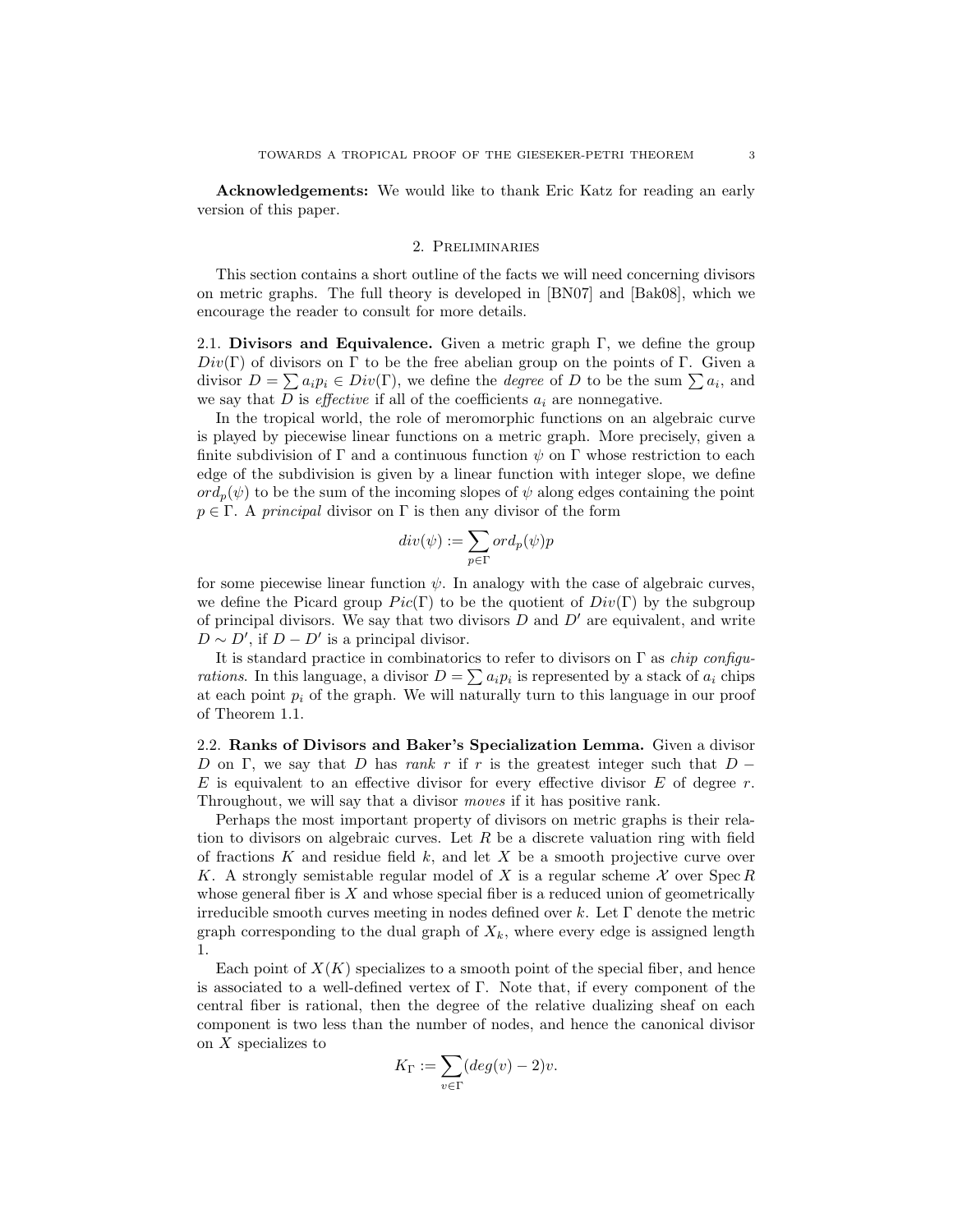**Acknowledgements:** We would like to thank Eric Katz for reading an early version of this paper.

## 2. Preliminaries

This section contains a short outline of the facts we will need concerning divisors on metric graphs. The full theory is developed in [BN07] and [Bak08], which we encourage the reader to consult for more details.

### 2.1. Divisors and Equivalence.

Given a metric graph $\Gamma$, we define the group $Div(\Gamma)$ of divisors on $\Gamma$ to be the free abelian group on the points of $\Gamma$. Given a divisor $D = \sum a_i p_i \in Div(\Gamma)$, we define the *degree* of $D$ to be the sum $\sum a_i$, and we say that $D$ is *effective* if all of the coefficients $a_i$ are nonnegative.

In the tropical world, the role of meromorphic functions on an algebraic curve is played by piecewise linear functions on a metric graph. More precisely, given a finite subdivision of $\Gamma$ and a continuous function $\psi$ on $\Gamma$ whose restriction to each edge of the subdivision is given by a linear function with integer slope, we define $ord_p(\psi)$ to be the sum of the incoming slopes of $\psi$ along edges containing the point $p \in \Gamma$. A *principal* divisor on $\Gamma$ is then any divisor of the form

$$div(\psi) := \sum_{p \in \Gamma} ord_p(\psi) p$$

for some piecewise linear function $\psi$. In analogy with the case of algebraic curves, we define the Picard group $Pic(\Gamma)$ to be the quotient of $Div(\Gamma)$ by the subgroup of principal divisors. We say that two divisors $D$ and $D'$ are equivalent, and write $D \sim D'$, if $D - D'$ is a principal divisor.

It is standard practice in combinatorics to refer to divisors on $\Gamma$ as *chip configurations*. In this language, a divisor $D = \sum a_i p_i$ is represented by a stack of $a_i$ chips at each point $p_i$ of the graph. We will naturally turn to this language in our proof of Theorem 1.1.

### 2.2. Ranks of Divisors and Baker's Specialization Lemma.

Given a divisor $D$ on $\Gamma$, we say that $D$ has *rank* $r$ if $r$ is the greatest integer such that $D - E$ is equivalent to an effective divisor for every effective divisor $E$ of degree $r$. Throughout, we will say that a divisor *moves* if it has positive rank.

Perhaps the most important property of divisors on metric graphs is their relation to divisors on algebraic curves. Let $R$ be a discrete valuation ring with field of fractions $K$ and residue field $k$, and let $X$ be a smooth projective curve over $K$. A strongly semistable regular model of $X$ is a regular scheme $\mathcal{X}$ over $\operatorname{Spec} R$ whose general fiber is $X$ and whose special fiber is a reduced union of geometrically irreducible smooth curves meeting in nodes defined over $k$. Let $\Gamma$ denote the metric graph corresponding to the dual graph of $X_k$, where every edge is assigned length 1.

Each point of $X(K)$ specializes to a smooth point of the special fiber, and hence is associated to a well-defined vertex of $\Gamma$. Note that, if every component of the central fiber is rational, then the degree of the relative dualizing sheaf on each component is two less than the number of nodes, and hence the canonical divisor on $X$ specializes to

$$K_\Gamma := \sum_{v \in \Gamma} (deg(v) - 2)v.$$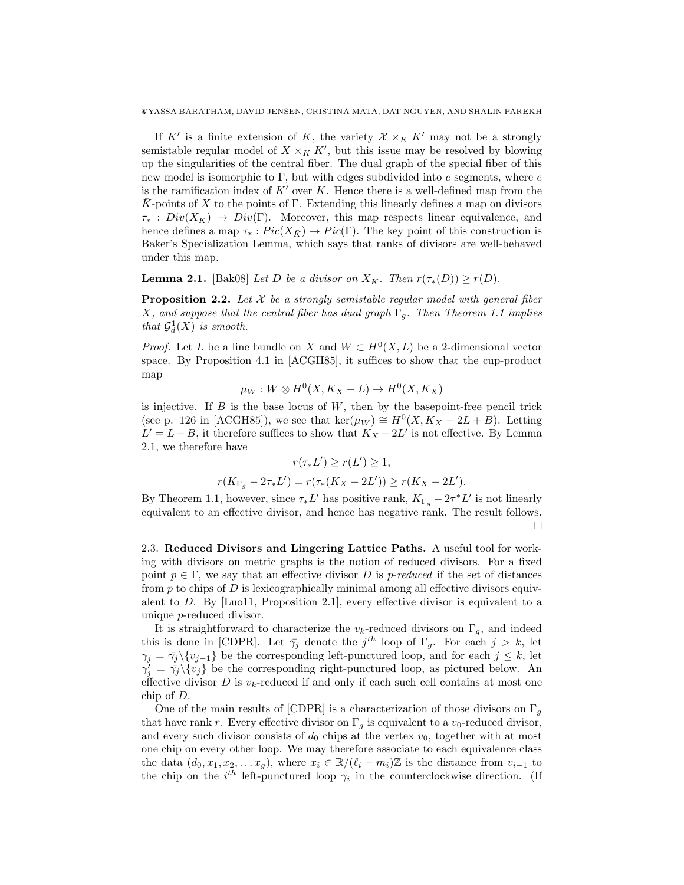If $K'$ is a finite extension of $K$, the variety $\mathcal{X} \times_K K'$ may not be a strongly semistable regular model of $X \times_K K'$, but this issue may be resolved by blowing up the singularities of the central fiber. The dual graph of the special fiber of this new model is isomorphic to $\Gamma$, but with edges subdivided into $e$ segments, where $e$ is the ramification index of $K'$ over $K$. Hence there is a well-defined map from the $\bar{K}$-points of $X$ to the points of $\Gamma$. Extending this linearly defines a map on divisors $\tau_* : Div(X_{\bar{K}}) \to Div(\Gamma)$. Moreover, this map respects linear equivalence, and hence defines a map $\tau_* : Pic(X_{\bar{K}}) \to Pic(\Gamma)$. The key point of this construction is Baker's Specialization Lemma, which says that ranks of divisors are well-behaved under this map.

**Lemma 2.1.** [Bak08] *Let $D$ be a divisor on $X_{\bar{K}}$. Then $r(\tau_*(D)) \geq r(D)$.*

**Proposition 2.2.** *Let $\mathcal{X}$ be a strongly semistable regular model with general fiber $X$, and suppose that the central fiber has dual graph $\Gamma_g$. Then Theorem 1.1 implies that $\mathcal{G}^1_d(X)$ is smooth.*

*Proof.* Let $L$ be a line bundle on $X$ and $W \subset H^0(X, L)$ be a 2-dimensional vector space. By Proposition 4.1 in [ACGH85], it suffices to show that the cup-product map

$$\mu_W : W \otimes H^0(X, K_X - L) \to H^0(X, K_X)$$

is injective. If $B$ is the base locus of $W$, then by the basepoint-free pencil trick (see p. 126 in [ACGH85]), we see that $\ker(\mu_W) \cong H^0(X, K_X - 2L + B)$. Letting $L' = L - B$, it therefore suffices to show that $K_X - 2L'$ is not effective. By Lemma 2.1, we therefore have

$$r(\tau_* L') \geq r(L') \geq 1,$$

$$r(K_{\Gamma_g} - 2\tau_* L') = r(\tau_*(K_X - 2L')) \geq r(K_X - 2L').$$

By Theorem 1.1, however, since $\tau_* L'$ has positive rank, $K_{\Gamma_g} - 2\tau^* L'$ is not linearly equivalent to an effective divisor, and hence has negative rank. The result follows. □

### 2.3. Reduced Divisors and Lingering Lattice Paths.

A useful tool for working with divisors on metric graphs is the notion of reduced divisors. For a fixed point $p \in \Gamma$, we say that an effective divisor $D$ is *p-reduced* if the set of distances from $p$ to chips of $D$ is lexicographically minimal among all effective divisors equivalent to $D$. By [Luo11, Proposition 2.1], every effective divisor is equivalent to a unique $p$-reduced divisor.

It is straightforward to characterize the $v_k$-reduced divisors on $\Gamma_g$, and indeed this is done in [CDPR]. Let $\bar{\gamma}_j$ denote the $j^{th}$ loop of $\Gamma_g$. For each $j > k$, let $\gamma_j = \bar{\gamma}_j \backslash \{v_{j-1}\}$ be the corresponding left-punctured loop, and for each $j \leq k$, let $\gamma'_j = \bar{\gamma}_j \backslash \{v_j\}$ be the corresponding right-punctured loop, as pictured below. An effective divisor $D$ is $v_k$-reduced if and only if each such cell contains at most one chip of $D$.

One of the main results of [CDPR] is a characterization of those divisors on $\Gamma_g$ that have rank $r$. Every effective divisor on $\Gamma_g$ is equivalent to a $v_0$-reduced divisor, and every such divisor consists of $d_0$ chips at the vertex $v_0$, together with at most one chip on every other loop. We may therefore associate to each equivalence class the data $(d_0, x_1, x_2, \ldots x_g)$, where $x_i \in \mathbb{R}/(\ell_i + m_i)\mathbb{Z}$ is the distance from $v_{i-1}$ to the chip on the $i^{th}$ left-punctured loop $\gamma_i$ in the counterclockwise direction. (If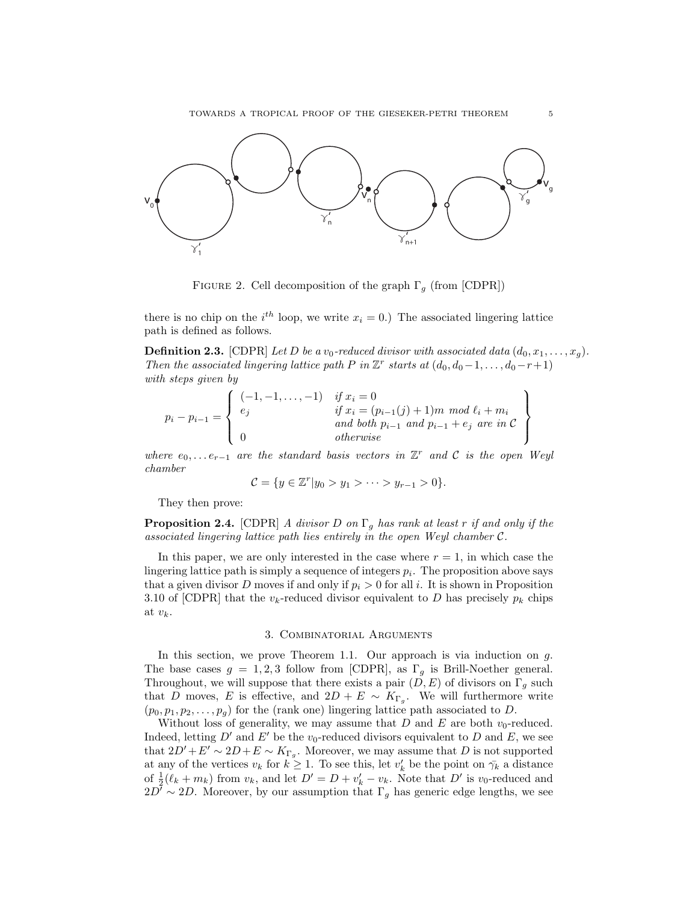FIGURE 2. Cell decomposition of the graph $\Gamma_g$ (from [CDPR])

there is no chip on the $i^{th}$ loop, we write $x_i = 0$.) The associated lingering lattice path is defined as follows.

**Definition 2.3.** [CDPR] *Let $D$ be a $v_0$-reduced divisor with associated data $(d_0, x_1, \ldots, x_g)$. Then the associated lingering lattice path $P$ in $\mathbb{Z}^r$ starts at $(d_0, d_0-1, \ldots, d_0-r+1)$ with steps given by*

$$p_i - p_{i-1} = \left\{ \begin{array}{ll} (-1,-1,\ldots,-1) & \text{if } x_i = 0 \\ e_j & \text{if } x_i = (p_{i-1}(j)+1)m \text{ mod } \ell_i + m_i \\ & \text{and both } p_{i-1} \text{ and } p_{i-1}+e_j \text{ are in } \mathcal{C} \\ 0 & \text{otherwise} \end{array} \right\}$$

*where $e_0, \ldots e_{r-1}$ are the standard basis vectors in $\mathbb{Z}^r$ and $\mathcal{C}$ is the open Weyl chamber*

$$\mathcal{C} = \{y \in \mathbb{Z}^r | y_0 > y_1 > \cdots > y_{r-1} > 0\}.$$

They then prove:

**Proposition 2.4.** [CDPR] *A divisor $D$ on $\Gamma_g$ has rank at least $r$ if and only if the associated lingering lattice path lies entirely in the open Weyl chamber $\mathcal{C}$.*

In this paper, we are only interested in the case where $r = 1$, in which case the lingering lattice path is simply a sequence of integers $p_i$. The proposition above says that a given divisor $D$ moves if and only if $p_i > 0$ for all $i$. It is shown in Proposition 3.10 of [CDPR] that the $v_k$-reduced divisor equivalent to $D$ has precisely $p_k$ chips at $v_k$.

## 3. Combinatorial Arguments

In this section, we prove Theorem 1.1. Our approach is via induction on $g$. The base cases $g = 1, 2, 3$ follow from [CDPR], as $\Gamma_g$ is Brill-Noether general. Throughout, we will suppose that there exists a pair $(D, E)$ of divisors on $\Gamma_g$ such that $D$ moves, $E$ is effective, and $2D + E \sim K_{\Gamma_g}$. We will furthermore write $(p_0, p_1, p_2, \ldots, p_g)$ for the (rank one) lingering lattice path associated to $D$.

Without loss of generality, we may assume that $D$ and $E$ are both $v_0$-reduced. Indeed, letting $D'$ and $E'$ be the $v_0$-reduced divisors equivalent to $D$ and $E$, we see that $2D' + E' \sim 2D + E \sim K_{\Gamma_g}$. Moreover, we may assume that $D$ is not supported at any of the vertices $v_k$ for $k \geq 1$. To see this, let $v'_k$ be the point on $\bar{\gamma}_k$ a distance of $\frac{1}{2}(\ell_k + m_k)$ from $v_k$, and let $D' = D + v'_k - v_k$. Note that $D'$ is $v_0$-reduced and $2D' \sim 2D$. Moreover, by our assumption that $\Gamma_g$ has generic edge lengths, we see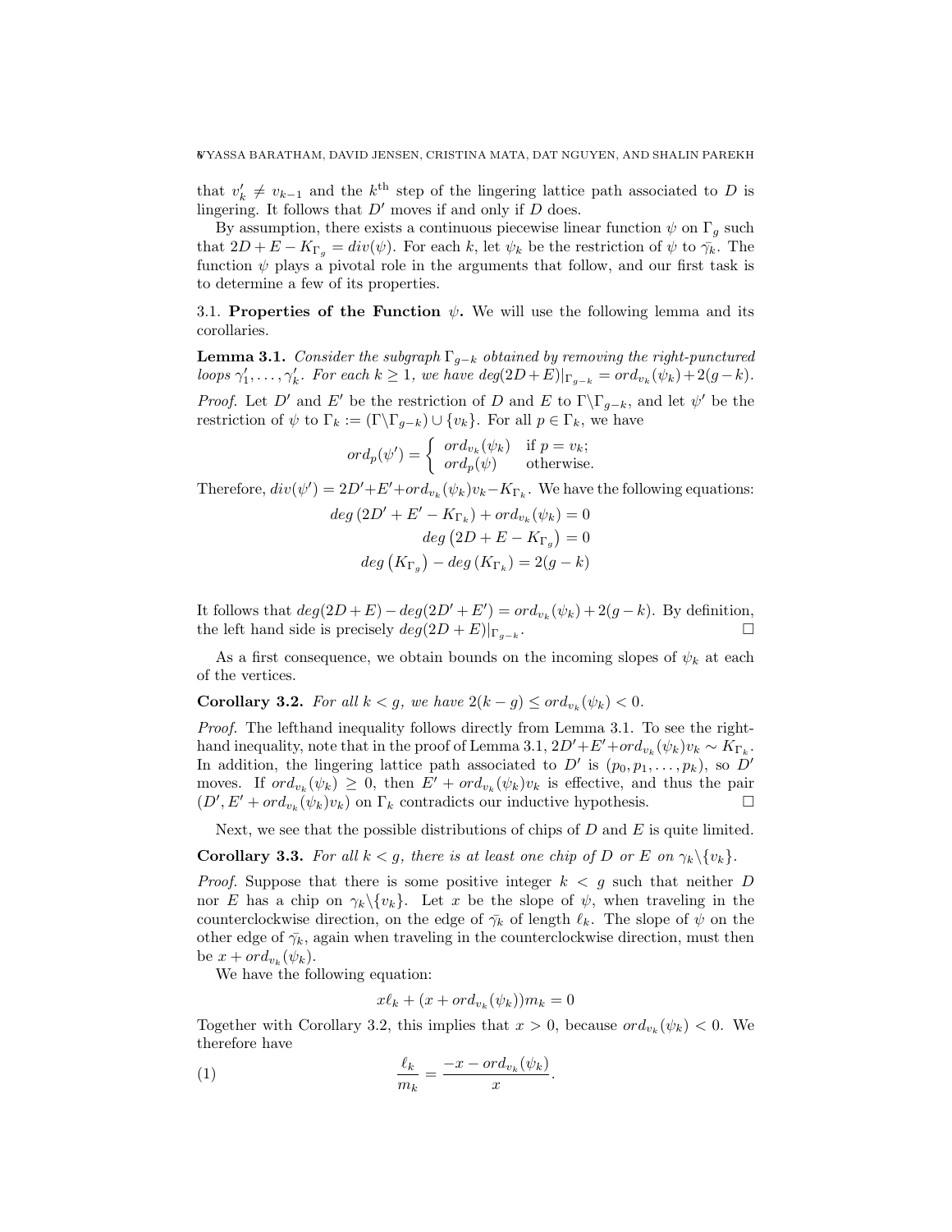that $v_k' \neq v_{k-1}$ and the $k^{\text{th}}$ step of the lingering lattice path associated to $D$ is lingering. It follows that $D'$ moves if and only if $D$ does.

By assumption, there exists a continuous piecewise linear function $\psi$ on $\Gamma_g$ such that $2D + E - K_{\Gamma_g} = div(\psi)$. For each $k$, let $\psi_k$ be the restriction of $\psi$ to $\bar{\gamma}_k$. The function $\psi$ plays a pivotal role in the arguments that follow, and our first task is to determine a few of its properties.

## 3.1. Properties of the Function $\psi$.

We will use the following lemma and its corollaries.

**Lemma 3.1.** *Consider the subgraph $\Gamma_{g-k}$ obtained by removing the right-punctured loops $\gamma_1', \ldots, \gamma_k'$. For each $k \geq 1$, we have $deg(2D+E)|_{\Gamma_{g-k}} = ord_{v_k}(\psi_k) + 2(g-k)$.*

*Proof.* Let $D'$ and $E'$ be the restriction of $D$ and $E$ to $\Gamma \backslash \Gamma_{g-k}$, and let $\psi'$ be the restriction of $\psi$ to $\Gamma_k := (\Gamma \backslash \Gamma_{g-k}) \cup \{v_k\}$. For all $p \in \Gamma_k$, we have

$$ord_p(\psi') = \begin{cases} ord_{v_k}(\psi_k) & \text{if } p = v_k; \\ ord_p(\psi) & \text{otherwise.} \end{cases}$$

Therefore, $div(\psi') = 2D' + E' + ord_{v_k}(\psi_k)v_k - K_{\Gamma_k}$. We have the following equations:

$$deg\left(2D' + E' - K_{\Gamma_k}\right) + ord_{v_k}(\psi_k) = 0$$
$$deg\left(2D + E - K_{\Gamma_g}\right) = 0$$
$$deg\left(K_{\Gamma_g}\right) - deg\left(K_{\Gamma_k}\right) = 2(g-k)$$

It follows that $deg(2D+E) - deg(2D'+E') = ord_{v_k}(\psi_k) + 2(g-k)$. By definition, the left hand side is precisely $deg(2D+E)|_{\Gamma_{g-k}}$. $\square$

As a first consequence, we obtain bounds on the incoming slopes of $\psi_k$ at each of the vertices.

**Corollary 3.2.** *For all $k < g$, we have $2(k-g) \leq ord_{v_k}(\psi_k) < 0$.*

*Proof.* The lefthand inequality follows directly from Lemma 3.1. To see the right-hand inequality, note that in the proof of Lemma 3.1, $2D' + E' + ord_{v_k}(\psi_k)v_k \sim K_{\Gamma_k}$. In addition, the lingering lattice path associated to $D'$ is $(p_0, p_1, \ldots, p_k)$, so $D'$ moves. If $ord_{v_k}(\psi_k) \geq 0$, then $E' + ord_{v_k}(\psi_k)v_k$ is effective, and thus the pair $(D', E' + ord_{v_k}(\psi_k)v_k)$ on $\Gamma_k$ contradicts our inductive hypothesis. $\square$

Next, we see that the possible distributions of chips of $D$ and $E$ is quite limited.

**Corollary 3.3.** *For all $k < g$, there is at least one chip of $D$ or $E$ on $\gamma_k \backslash \{v_k\}$.*

*Proof.* Suppose that there is some positive integer $k < g$ such that neither $D$ nor $E$ has a chip on $\gamma_k \backslash \{v_k\}$. Let $x$ be the slope of $\psi$, when traveling in the counterclockwise direction, on the edge of $\bar{\gamma}_k$ of length $\ell_k$. The slope of $\psi$ on the other edge of $\bar{\gamma}_k$, again when traveling in the counterclockwise direction, must then be $x + ord_{v_k}(\psi_k)$.

We have the following equation:

$$x\ell_k + (x + ord_{v_k}(\psi_k))m_k = 0$$

Together with Corollary 3.2, this implies that $x > 0$, because $ord_{v_k}(\psi_k) < 0$. We therefore have

$$\frac{\ell_k}{m_k} = \frac{-x - ord_{v_k}(\psi_k)}{x}. \tag{1}$$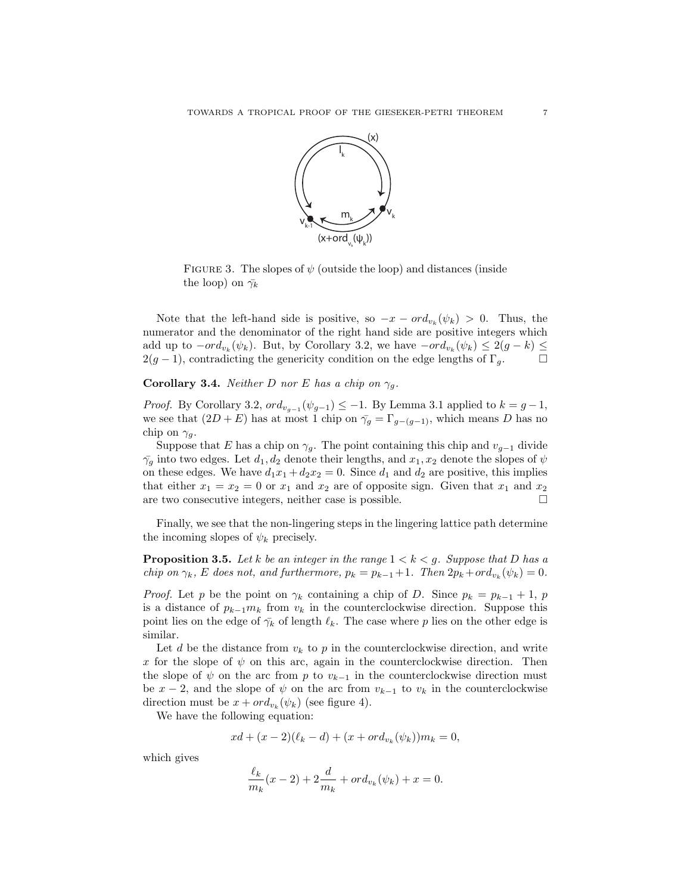FIGURE 3. The slopes of $\psi$ (outside the loop) and distances (inside the loop) on $\bar{\gamma}_k$

Note that the left-hand side is positive, so $-x - ord_{v_k}(\psi_k) > 0$. Thus, the numerator and the denominator of the right hand side are positive integers which add up to $-ord_{v_k}(\psi_k)$. But, by Corollary 3.2, we have $-ord_{v_k}(\psi_k) \leq 2(g-k) \leq 2(g-1)$, contradicting the genericity condition on the edge lengths of $\Gamma_g$. $\square$

**Corollary 3.4.** *Neither $D$ nor $E$ has a chip on $\gamma_g$.*

*Proof.* By Corollary 3.2, $ord_{v_{g-1}}(\psi_{g-1}) \leq -1$. By Lemma 3.1 applied to $k = g-1$, we see that $(2D + E)$ has at most 1 chip on $\bar{\gamma}_g = \Gamma_{g-(g-1)}$, which means $D$ has no chip on $\gamma_g$.

Suppose that $E$ has a chip on $\gamma_g$. The point containing this chip and $v_{g-1}$ divide $\bar{\gamma}_g$ into two edges. Let $d_1, d_2$ denote their lengths, and $x_1, x_2$ denote the slopes of $\psi$ on these edges. We have $d_1x_1 + d_2x_2 = 0$. Since $d_1$ and $d_2$ are positive, this implies that either $x_1 = x_2 = 0$ or $x_1$ and $x_2$ are of opposite sign. Given that $x_1$ and $x_2$ are two consecutive integers, neither case is possible. $\square$

Finally, we see that the non-lingering steps in the lingering lattice path determine the incoming slopes of $\psi_k$ precisely.

**Proposition 3.5.** *Let $k$ be an integer in the range $1 < k < g$. Suppose that $D$ has a chip on $\gamma_k$, $E$ does not, and furthermore, $p_k = p_{k-1}+1$. Then $2p_k + ord_{v_k}(\psi_k) = 0$.*

*Proof.* Let $p$ be the point on $\gamma_k$ containing a chip of $D$. Since $p_k = p_{k-1} + 1$, $p$ is a distance of $p_{k-1}m_k$ from $v_k$ in the counterclockwise direction. Suppose this point lies on the edge of $\bar{\gamma}_k$ of length $\ell_k$. The case where $p$ lies on the other edge is similar.

Let $d$ be the distance from $v_k$ to $p$ in the counterclockwise direction, and write $x$ for the slope of $\psi$ on this arc, again in the counterclockwise direction. Then the slope of $\psi$ on the arc from $p$ to $v_{k-1}$ in the counterclockwise direction must be $x - 2$, and the slope of $\psi$ on the arc from $v_{k-1}$ to $v_k$ in the counterclockwise direction must be $x + ord_{v_k}(\psi_k)$ (see figure 4).

We have the following equation:

$$xd + (x-2)(\ell_k - d) + (x + ord_{v_k}(\psi_k))m_k = 0,$$

which gives

$$\frac{\ell_k}{m_k}(x-2) + 2\frac{d}{m_k} + ord_{v_k}(\psi_k) + x = 0.$$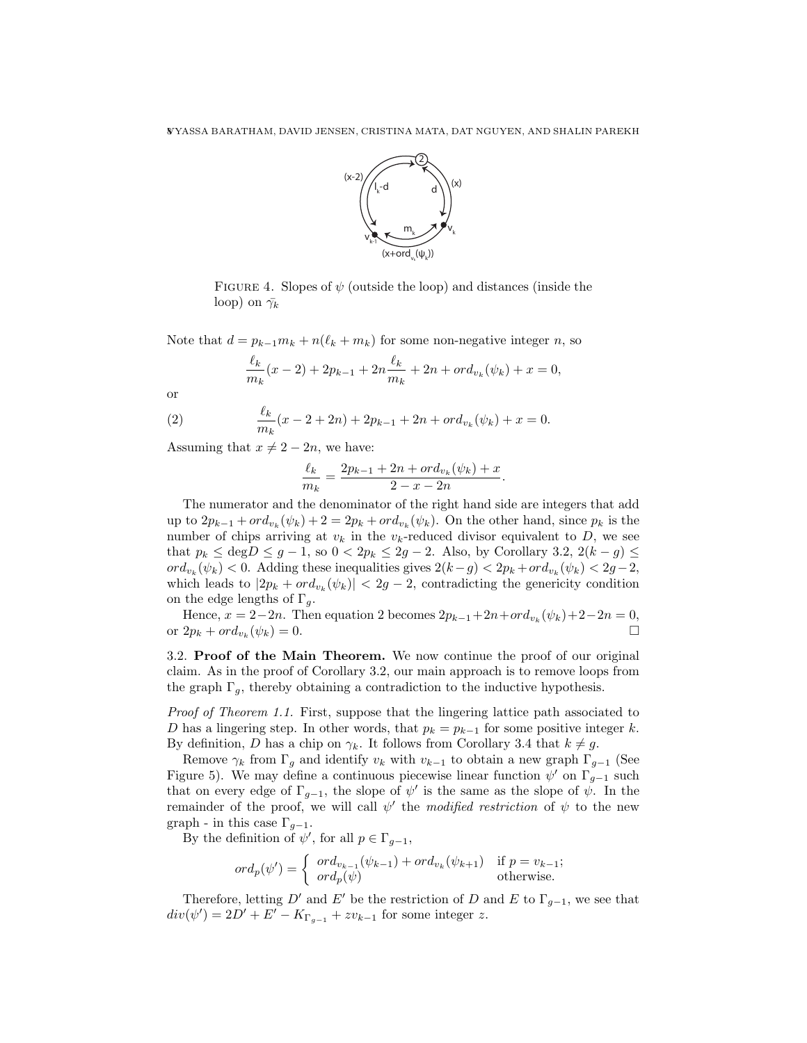FIGURE 4. Slopes of $\psi$ (outside the loop) and distances (inside the loop) on $\bar{\gamma}_k$

Note that $d = p_{k-1}m_k + n(\ell_k + m_k)$ for some non-negative integer $n$, so

$$\frac{\ell_k}{m_k}(x-2) + 2p_{k-1} + 2n\frac{\ell_k}{m_k} + 2n + ord_{v_k}(\psi_k) + x = 0,$$

or

$$\frac{\ell_k}{m_k}(x - 2 + 2n) + 2p_{k-1} + 2n + ord_{v_k}(\psi_k) + x = 0. \tag{2}$$

Assuming that $x \neq 2 - 2n$, we have:

$$\frac{\ell_k}{m_k} = \frac{2p_{k-1} + 2n + ord_{v_k}(\psi_k) + x}{2 - x - 2n}.$$

The numerator and the denominator of the right hand side are integers that add up to $2p_{k-1} + ord_{v_k}(\psi_k) + 2 = 2p_k + ord_{v_k}(\psi_k)$. On the other hand, since $p_k$ is the number of chips arriving at $v_k$ in the $v_k$-reduced divisor equivalent to $D$, we see that $p_k \leq \deg D \leq g - 1$, so $0 < 2p_k \leq 2g - 2$. Also, by Corollary 3.2, $2(k-g) \leq ord_{v_k}(\psi_k) < 0$. Adding these inequalities gives $2(k-g) < 2p_k + ord_{v_k}(\psi_k) < 2g-2$, which leads to $|2p_k + ord_{v_k}(\psi_k)| < 2g - 2$, contradicting the genericity condition on the edge lengths of $\Gamma_g$.

Hence, $x = 2-2n$. Then equation 2 becomes $2p_{k-1} + 2n + ord_{v_k}(\psi_k) + 2 - 2n = 0$, or $2p_k + ord_{v_k}(\psi_k) = 0$. □

### 3.2. Proof of the Main Theorem.

We now continue the proof of our original claim. As in the proof of Corollary 3.2, our main approach is to remove loops from the graph $\Gamma_g$, thereby obtaining a contradiction to the inductive hypothesis.

*Proof of Theorem 1.1.* First, suppose that the lingering lattice path associated to $D$ has a lingering step. In other words, that $p_k = p_{k-1}$ for some positive integer $k$. By definition, $D$ has a chip on $\gamma_k$. It follows from Corollary 3.4 that $k \neq g$.

Remove $\gamma_k$ from $\Gamma_g$ and identify $v_k$ with $v_{k-1}$ to obtain a new graph $\Gamma_{g-1}$ (See Figure 5). We may define a continuous piecewise linear function $\psi'$ on $\Gamma_{g-1}$ such that on every edge of $\Gamma_{g-1}$, the slope of $\psi'$ is the same as the slope of $\psi$. In the remainder of the proof, we will call $\psi'$ the *modified restriction* of $\psi$ to the new graph - in this case $\Gamma_{g-1}$.

By the definition of $\psi'$, for all $p \in \Gamma_{g-1}$,

$$ord_p(\psi') = \begin{cases} ord_{v_{k-1}}(\psi_{k-1}) + ord_{v_k}(\psi_{k+1}) & \text{if } p = v_{k-1}; \\ ord_p(\psi) & \text{otherwise.} \end{cases}$$

Therefore, letting $D'$ and $E'$ be the restriction of $D$ and $E$ to $\Gamma_{g-1}$, we see that $div(\psi') = 2D' + E' - K_{\Gamma_{g-1}} + zv_{k-1}$ for some integer $z$.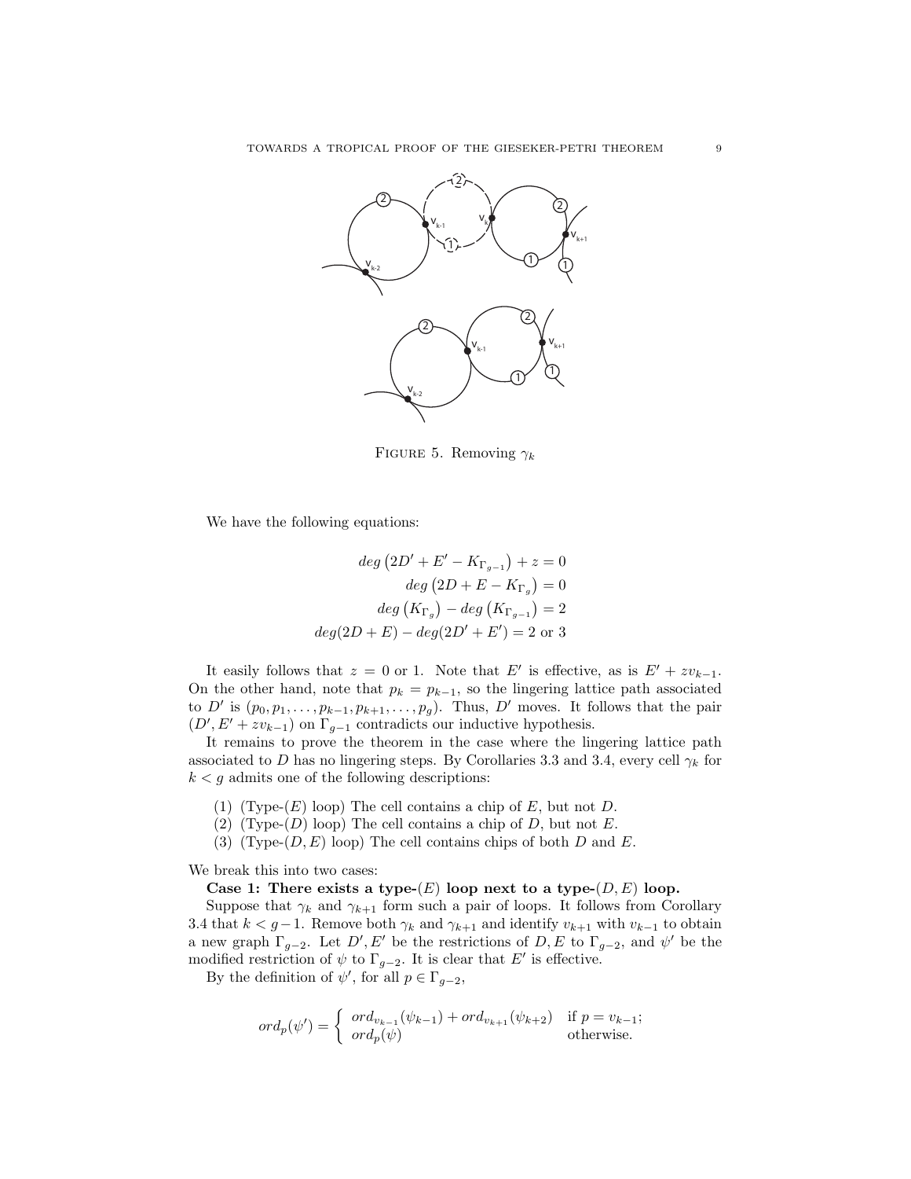FIGURE 5. Removing $\gamma_k$

We have the following equations:

$$deg\left(2D' + E' - K_{\Gamma_{g-1}}\right) + z = 0$$
$$deg\left(2D + E - K_{\Gamma_g}\right) = 0$$
$$deg\left(K_{\Gamma_g}\right) - deg\left(K_{\Gamma_{g-1}}\right) = 2$$
$$deg(2D + E) - deg(2D' + E') = 2 \text{ or } 3$$

It easily follows that $z = 0$ or 1. Note that $E'$ is effective, as is $E' + zv_{k-1}$. On the other hand, note that $p_k = p_{k-1}$, so the lingering lattice path associated to $D'$ is $(p_0, p_1, \ldots, p_{k-1}, p_{k+1}, \ldots, p_g)$. Thus, $D'$ moves. It follows that the pair $(D', E' + zv_{k-1})$ on $\Gamma_{g-1}$ contradicts our inductive hypothesis.

It remains to prove the theorem in the case where the lingering lattice path associated to $D$ has no lingering steps. By Corollaries 3.3 and 3.4, every cell $\gamma_k$ for $k < g$ admits one of the following descriptions:

1. (Type-($E$) loop) The cell contains a chip of $E$, but not $D$.
2. (Type-($D$) loop) The cell contains a chip of $D$, but not $E$.
3. (Type-($D, E$) loop) The cell contains chips of both $D$ and $E$.

We break this into two cases:

**Case 1: There exists a type-($E$) loop next to a type-($D, E$) loop.**

Suppose that $\gamma_k$ and $\gamma_{k+1}$ form such a pair of loops. It follows from Corollary 3.4 that $k < g-1$. Remove both $\gamma_k$ and $\gamma_{k+1}$ and identify $v_{k+1}$ with $v_{k-1}$ to obtain a new graph $\Gamma_{g-2}$. Let $D', E'$ be the restrictions of $D, E$ to $\Gamma_{g-2}$, and $\psi'$ be the modified restriction of $\psi$ to $\Gamma_{g-2}$. It is clear that $E'$ is effective.

By the definition of $\psi'$, for all $p \in \Gamma_{g-2}$,

$$ord_p(\psi') = \begin{cases} ord_{v_{k-1}}(\psi_{k-1}) + ord_{v_{k+1}}(\psi_{k+2}) & \text{if } p = v_{k-1}; \\ ord_p(\psi) & \text{otherwise.} \end{cases}$$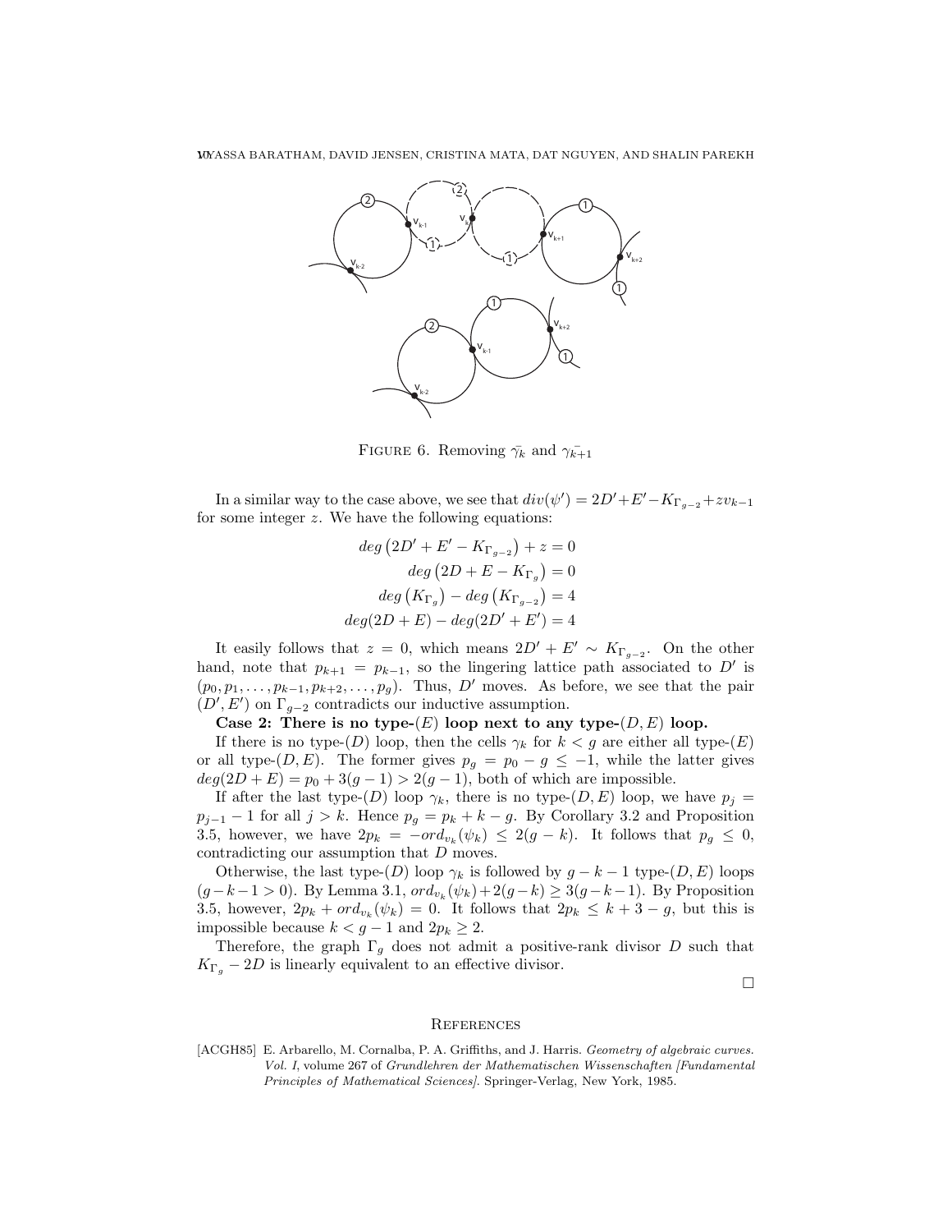FIGURE 6. Removing $\bar{\gamma_k}$ and $\bar{\gamma_{k+1}}$

In a similar way to the case above, we see that $div(\psi') = 2D' + E' - K_{\Gamma_{g-2}} + zv_{k-1}$ for some integer $z$. We have the following equations:

$$
\begin{aligned}
deg\left(2D' + E' - K_{\Gamma_{g-2}}\right) + z &= 0 \\
deg\left(2D + E - K_{\Gamma_g}\right) &= 0 \\
deg\left(K_{\Gamma_g}\right) - deg\left(K_{\Gamma_{g-2}}\right) &= 4 \\
deg(2D + E) - deg(2D' + E') &= 4
\end{aligned}
$$

It easily follows that $z = 0$, which means $2D' + E' \sim K_{\Gamma_{g-2}}$. On the other hand, note that $p_{k+1} = p_{k-1}$, so the lingering lattice path associated to $D'$ is $(p_0, p_1, \ldots, p_{k-1}, p_{k+2}, \ldots, p_g)$. Thus, $D'$ moves. As before, we see that the pair $(D', E')$ on $\Gamma_{g-2}$ contradicts our inductive assumption.

**Case 2: There is no type-$(E)$ loop next to any type-$(D, E)$ loop.**

If there is no type-$(D)$ loop, then the cells $\gamma_k$ for $k < g$ are either all type-$(E)$ or all type-$(D, E)$. The former gives $p_g = p_0 - g \leq -1$, while the latter gives $deg(2D + E) = p_0 + 3(g - 1) > 2(g - 1)$, both of which are impossible.

If after the last type-$(D)$ loop $\gamma_k$, there is no type-$(D, E)$ loop, we have $p_j = p_{j-1} - 1$ for all $j > k$. Hence $p_g = p_k + k - g$. By Corollary 3.2 and Proposition 3.5, however, we have $2p_k = -ord_{v_k}(\psi_k) \leq 2(g - k)$. It follows that $p_g \leq 0$, contradicting our assumption that $D$ moves.

Otherwise, the last type-$(D)$ loop $\gamma_k$ is followed by $g - k - 1$ type-$(D, E)$ loops $(g - k - 1 > 0)$. By Lemma 3.1, $ord_{v_k}(\psi_k) + 2(g - k) \geq 3(g - k - 1)$. By Proposition 3.5, however, $2p_k + ord_{v_k}(\psi_k) = 0$. It follows that $2p_k \leq k + 3 - g$, but this is impossible because $k < g - 1$ and $2p_k \geq 2$.

Therefore, the graph $\Gamma_g$ does not admit a positive-rank divisor $D$ such that $K_{\Gamma_g} - 2D$ is linearly equivalent to an effective divisor.

□

## REFERENCES

[ACGH85] E. Arbarello, M. Cornalba, P. A. Griffiths, and J. Harris. *Geometry of algebraic curves. Vol. I*, volume 267 of *Grundlehren der Mathematischen Wissenschaften [Fundamental Principles of Mathematical Sciences]*. Springer-Verlag, New York, 1985.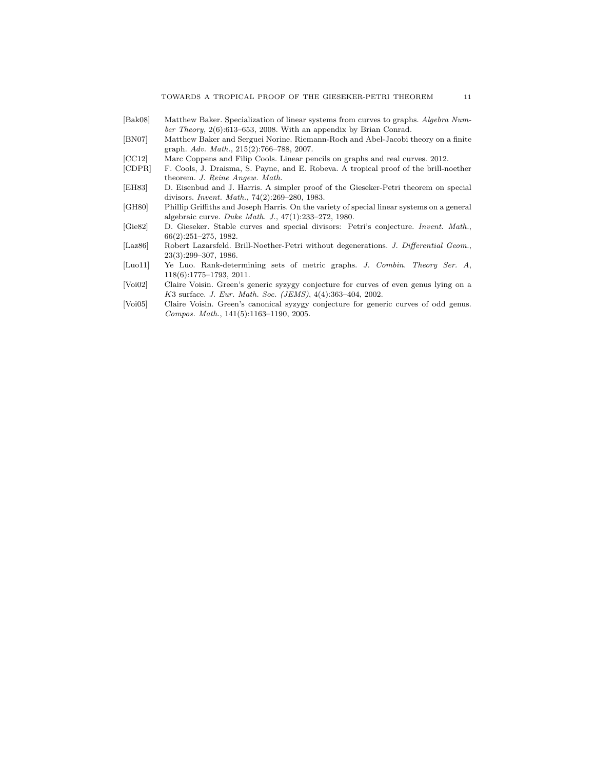[Bak08] Matthew Baker. Specialization of linear systems from curves to graphs. *Algebra Number Theory*, 2(6):613–653, 2008. With an appendix by Brian Conrad.

[BN07] Matthew Baker and Serguei Norine. Riemann-Roch and Abel-Jacobi theory on a finite graph. *Adv. Math.*, 215(2):766–788, 2007.

[CC12] Marc Coppens and Filip Cools. Linear pencils on graphs and real curves. 2012.

[CDPR] F. Cools, J. Draisma, S. Payne, and E. Robeva. A tropical proof of the brill-noether theorem. *J. Reine Angew. Math.*

[EH83] D. Eisenbud and J. Harris. A simpler proof of the Gieseker-Petri theorem on special divisors. *Invent. Math.*, 74(2):269–280, 1983.

[GH80] Phillip Griffiths and Joseph Harris. On the variety of special linear systems on a general algebraic curve. *Duke Math. J.*, 47(1):233–272, 1980.

[Gie82] D. Gieseker. Stable curves and special divisors: Petri's conjecture. *Invent. Math.*, 66(2):251–275, 1982.

[Laz86] Robert Lazarsfeld. Brill-Noether-Petri without degenerations. *J. Differential Geom.*, 23(3):299–307, 1986.

[Luo11] Ye Luo. Rank-determining sets of metric graphs. *J. Combin. Theory Ser. A*, 118(6):1775–1793, 2011.

[Voi02] Claire Voisin. Green's generic syzygy conjecture for curves of even genus lying on a $K3$ surface. *J. Eur. Math. Soc. (JEMS)*, 4(4):363–404, 2002.

[Voi05] Claire Voisin. Green's canonical syzygy conjecture for generic curves of odd genus. *Compos. Math.*, 141(5):1163–1190, 2005.